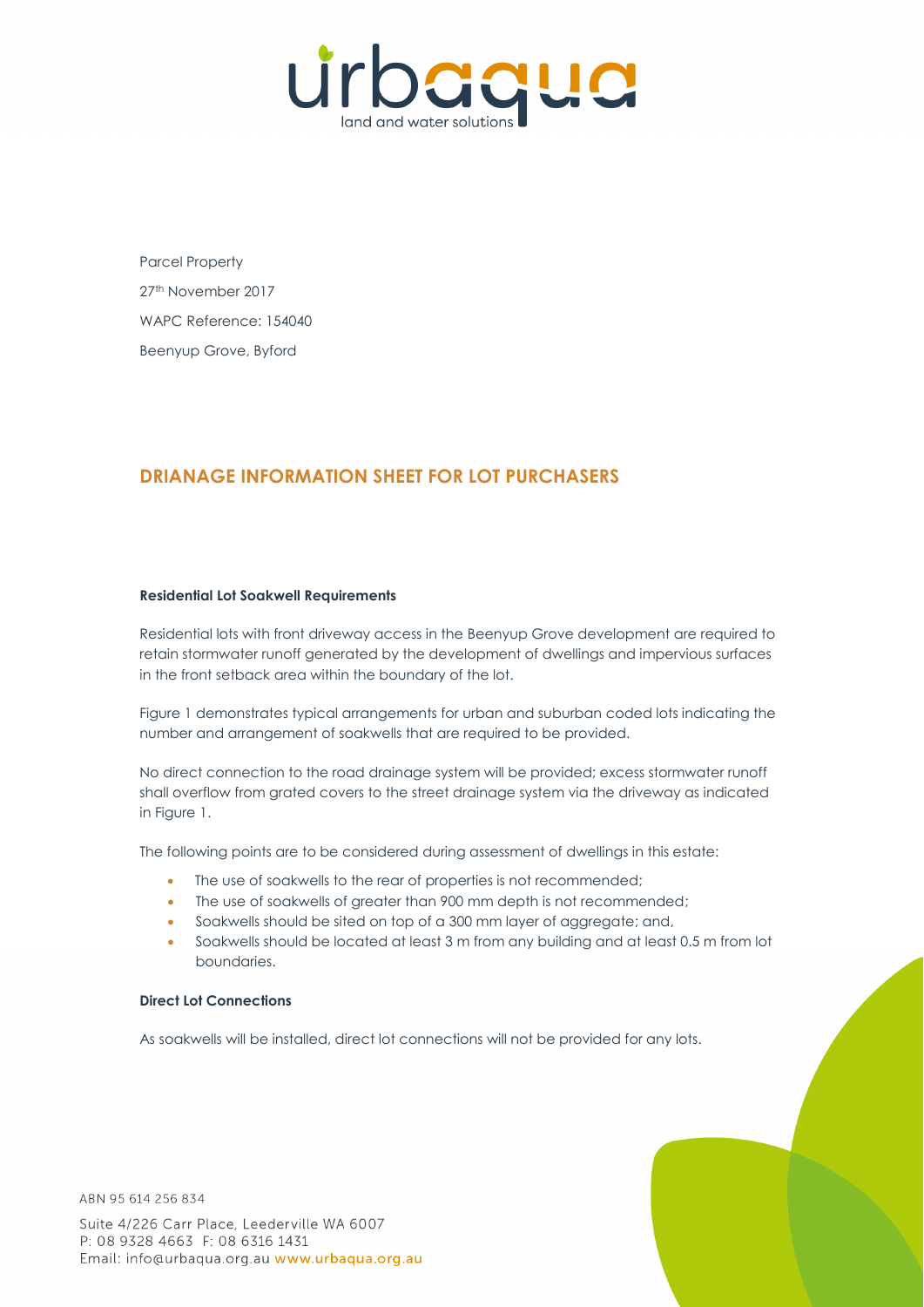Parcel Property

27th November 2017

WAPC Reference: 154040

Beenyup Grove, Byford

## DRIANAGE INFORMATION SHEET FOR LOT PURCHASERS

**Residential Lot Soakwell Requirements**

Residential lots with front driveway access in the Beenyup Grove development are required to retain stormwater runoff generated by the development of dwellings and impervious surfaces in the front setback area within the boundary of the lot.

Figure 1 demonstrates typical arrangements for urban and suburban coded lots indicating the number and arrangement of soakwells that are required to be provided.

No direct connection to the road drainage system will be provided; excess stormwater runoff shall overflow from grated covers to the street drainage system via the driveway as indicated in Figure 1.

The following points are to be considered during assessment of dwellings in this estate:

- The use of soakwells to the rear of properties is not recommended;
- The use of soakwells of greater than 900 mm depth is not recommended;
- Soakwells should be sited on top of a 300 mm layer of aggregate; and,
- Soakwells should be located at least 3 m from any building and at least 0.5 m from lot boundaries.

**Direct Lot Connections**

As soakwells will be installed, direct lot connections will not be provided for any lots.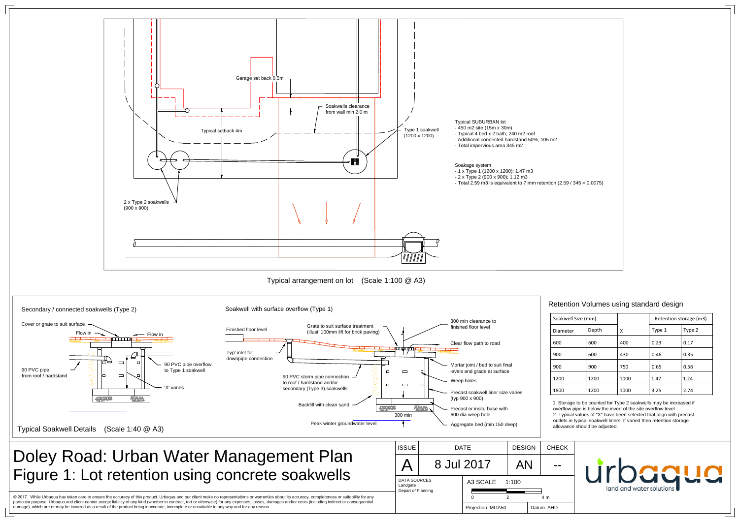Garage set back 0.5m

Soakwells clearance from wall min 2.0 m

Typical setback 4m

Type 1 soakwell (1200 x 1200)

2 x Type 2 soakwells (900 x 900)

Typical SUBURBAN lot
- 450 m2 site (15m x 30m)
- Typical 4 bed x 2 bath; 240 m2 roof
- Additional connected hardstand 50%; 105 m2
- Total impervious area 345 m2

Soakage system
- 1 x Type 1 (1200 x 1200); 1.47 m3
- 2 x Type 2 (900 x 900); 1.12 m3
- Total 2.59 m3 is equivalent to 7 mm retention (2.59 / 345 = 0.0075)

Typical arrangement on lot (Scale 1:100 @ A3)

Secondary / connected soakwells (Type 2)

Cover or grate to suit surface

Flow in

Flow in

90 PVC pipe from roof / hardstand

90 PVC pipe overflow to Type 1 soakwell

'X' varies

Soakwell with surface overflow (Type 1)

Finished floor level

Grate to suit surface treatment (illust' 100mm lift for brick paving)

300 min clearance to finished floor level

Clear flow path to road

Typ' inlet for downpipe connection

Mortar joint / bed to suit final levels and grade at surface

90 PVC storm pipe connection to roof / hardstand and/or secondary (Type 3) soakwells

Weep holes

Precast soakwell liner size varies (typ 900 x 900)

Backfill with clean sand

Precast or insitu base with 600 dia weep hole

300 min

Peak winter groundwater level

Aggregate bed (min 150 deep)

Typical Soakwell Details (Scale 1:40 @ A3)

## Retention Volumes using standard design

| Soakwell Size (mm) | | | Retention storage (m3) | |
|---|---|---|---|---|
| Diameter | Depth | X | Type 1 | Type 2 |
| 600 | 600 | 400 | 0.23 | 0.17 |
| 900 | 600 | 430 | 0.46 | 0.35 |
| 900 | 900 | 750 | 0.65 | 0.56 |
| 1200 | 1200 | 1000 | 1.47 | 1.24 |
| 1800 | 1200 | 1000 | 3.25 | 2.74 |

1. Storage to be counted for Type 2 soakwells may be increased if overflow pipe is below the invert of the site overflow level.
2. Typical values of "X" have been selected that align with precast outlets in typical soakwell liners. If varied then retention storage allowance should be adjusted.

# Doley Road: Urban Water Management Plan
# Figure 1: Lot retention using concrete soakwells

| ISSUE | DATE | DESIGN | CHECK |
|---|---|---|---|
| A | 8 Jul 2017 | AN | -- |

DATA SOURCES
Landgate
Depart of Planning

A3 SCALE 1:100

0 2 4 m

Projection: MGA50 Datum: AHD

urbaqua
land and water solutions

© 2017. While Urbaqua has taken care to ensure the accuracy of this product, Urbaqua and our client make no representations or warranties about its accuracy, completeness or suitability for any particular purpose. Urbaqua and client cannot accept liability of any kind (whether in contract, tort or otherwise) for any expenses, losses, damages and/or costs (including indirect or consequential damage) which are or may be incurred as a result of the product being inaccurate, incomplete or unsuitable in any way and for any reason.